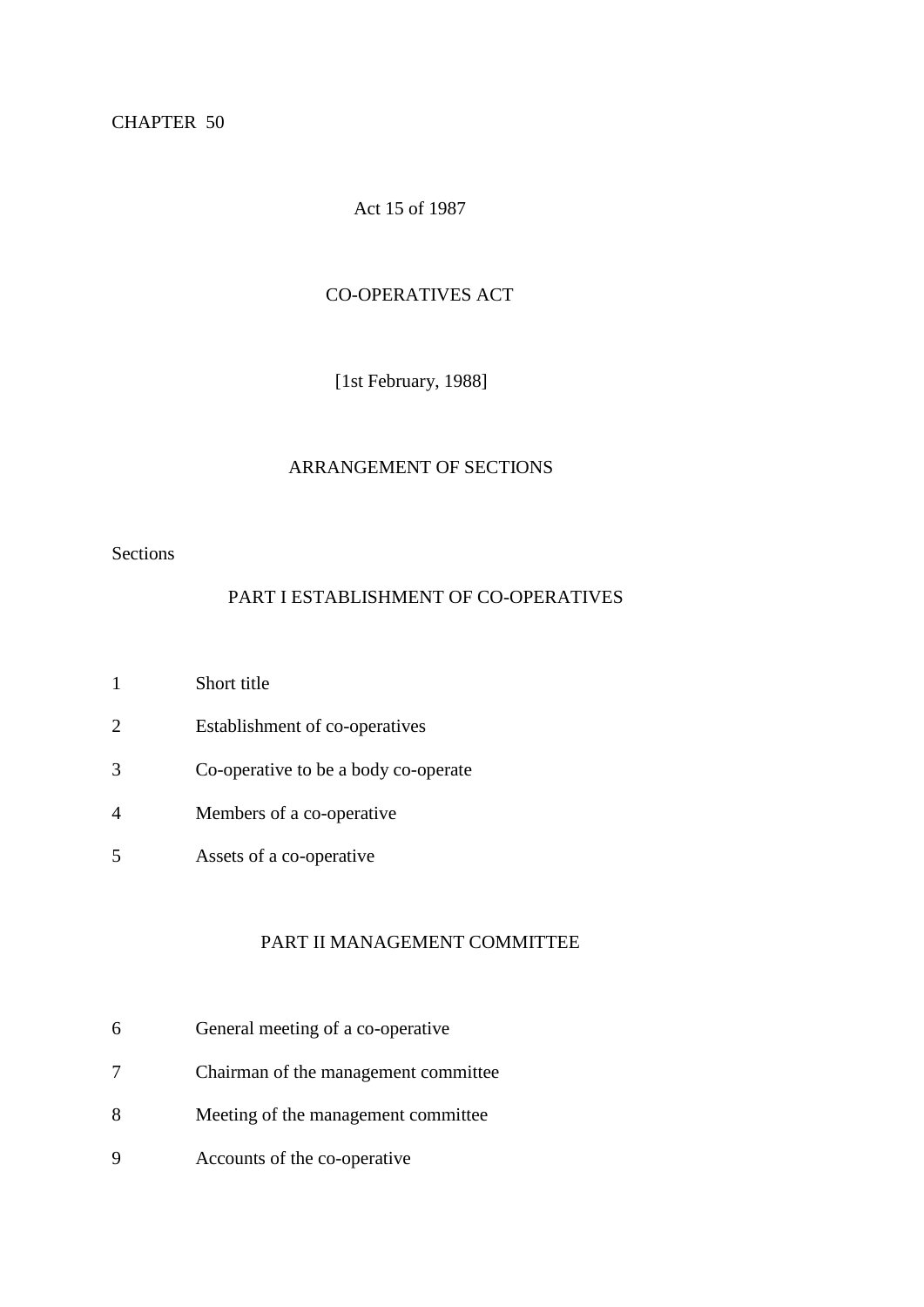CHAPTER 50

Act 15 of 1987

# CO-OPERATIVES ACT

[1st February, 1988]

## ARRANGEMENT OF SECTIONS

Sections

### PART I ESTABLISHMENT OF CO-OPERATIVES

1 Short title

2 Establishment of co-operatives

3 Co-operative to be a body co-operate

4 Members of a co-operative

5 Assets of a co-operative

### PART II MANAGEMENT COMMITTEE

6 General meeting of a co-operative

7 Chairman of the management committee

8 Meeting of the management committee

9 Accounts of the co-operative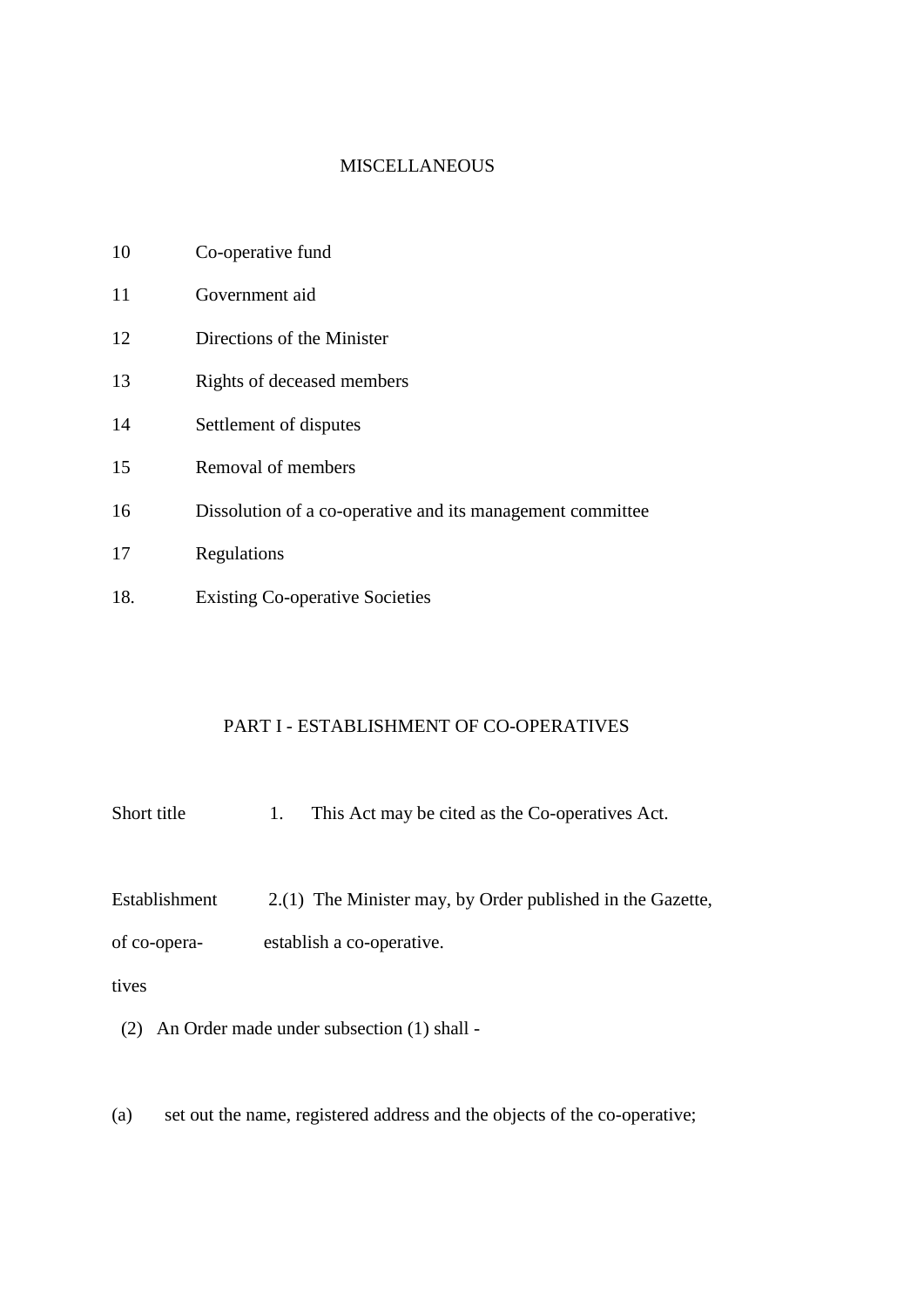## MISCELLANEOUS

| | |
|---|---|
| 10 | Co-operative fund |
| 11 | Government aid |
| 12 | Directions of the Minister |
| 13 | Rights of deceased members |
| 14 | Settlement of disputes |
| 15 | Removal of members |
| 16 | Dissolution of a co-operative and its management committee |
| 17 | Regulations |
| 18. | Existing Co-operative Societies |

## PART I - ESTABLISHMENT OF CO-OPERATIVES

Short title

1. This Act may be cited as the Co-operatives Act.

Establishment of co-operatives

2.(1) The Minister may, by Order published in the Gazette, establish a co-operative.

(2) An Order made under subsection (1) shall -

(a) set out the name, registered address and the objects of the co-operative;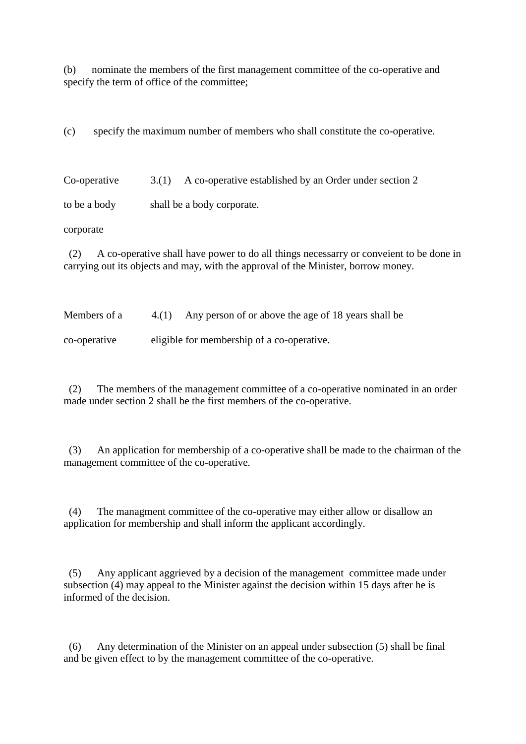(b) nominate the members of the first management committee of the co-operative and specify the term of office of the committee;

(c) specify the maximum number of members who shall constitute the co-operative.

**Co-operative to be a body corporate**

3.(1) A co-operative established by an Order under section 2 shall be a body corporate.

(2) A co-operative shall have power to do all things necessarry or conveient to be done in carrying out its objects and may, with the approval of the Minister, borrow money.

**Members of a co-operative**

4.(1) Any person of or above the age of 18 years shall be eligible for membership of a co-operative.

(2) The members of the management committee of a co-operative nominated in an order made under section 2 shall be the first members of the co-operative.

(3) An application for membership of a co-operative shall be made to the chairman of the management committee of the co-operative.

(4) The managment committee of the co-operative may either allow or disallow an application for membership and shall inform the applicant accordingly.

(5) Any applicant aggrieved by a decision of the management committee made under subsection (4) may appeal to the Minister against the decision within 15 days after he is informed of the decision.

(6) Any determination of the Minister on an appeal under subsection (5) shall be final and be given effect to by the management committee of the co-operative.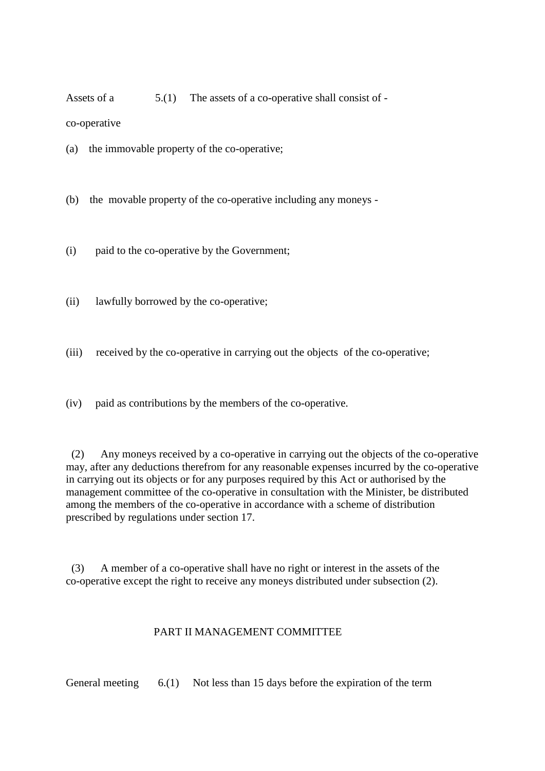Assets of a co-operative

5.(1) The assets of a co-operative shall consist of -

(a) the immovable property of the co-operative;

(b) the movable property of the co-operative including any moneys -

(i) paid to the co-operative by the Government;

(ii) lawfully borrowed by the co-operative;

(iii) received by the co-operative in carrying out the objects of the co-operative;

(iv) paid as contributions by the members of the co-operative.

(2) Any moneys received by a co-operative in carrying out the objects of the co-operative may, after any deductions therefrom for any reasonable expenses incurred by the co-operative in carrying out its objects or for any purposes required by this Act or authorised by the management committee of the co-operative in consultation with the Minister, be distributed among the members of the co-operative in accordance with a scheme of distribution prescribed by regulations under section 17.

(3) A member of a co-operative shall have no right or interest in the assets of the co-operative except the right to receive any moneys distributed under subsection (2).

## PART II MANAGEMENT COMMITTEE

General meeting

6.(1) Not less than 15 days before the expiration of the term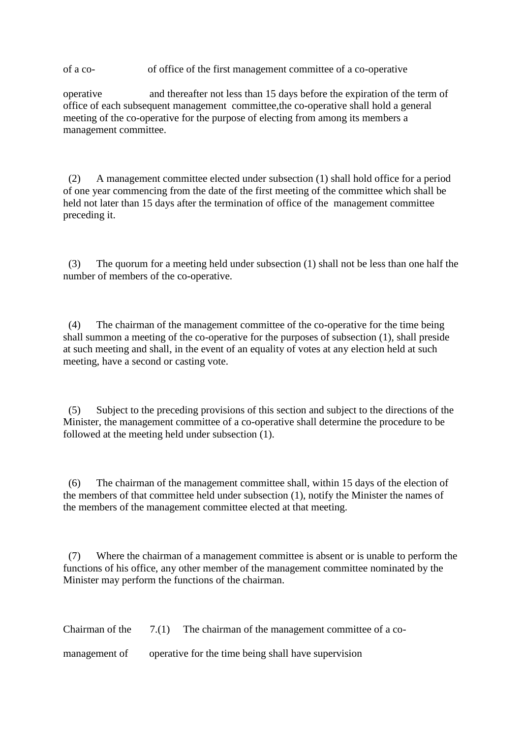of a co- of office of the first management committee of a co-operative

operative and thereafter not less than 15 days before the expiration of the term of office of each subsequent management committee,the co-operative shall hold a general meeting of the co-operative for the purpose of electing from among its members a management committee.

(2) A management committee elected under subsection (1) shall hold office for a period of one year commencing from the date of the first meeting of the committee which shall be held not later than 15 days after the termination of office of the management committee preceding it.

(3) The quorum for a meeting held under subsection (1) shall not be less than one half the number of members of the co-operative.

(4) The chairman of the management committee of the co-operative for the time being shall summon a meeting of the co-operative for the purposes of subsection (1), shall preside at such meeting and shall, in the event of an equality of votes at any election held at such meeting, have a second or casting vote.

(5) Subject to the preceding provisions of this section and subject to the directions of the Minister, the management committee of a co-operative shall determine the procedure to be followed at the meeting held under subsection (1).

(6) The chairman of the management committee shall, within 15 days of the election of the members of that committee held under subsection (1), notify the Minister the names of the members of the management committee elected at that meeting.

(7) Where the chairman of a management committee is absent or is unable to perform the functions of his office, any other member of the management committee nominated by the Minister may perform the functions of the chairman.

Chairman of the 7.(1) The chairman of the management committee of a co-

management of operative for the time being shall have supervision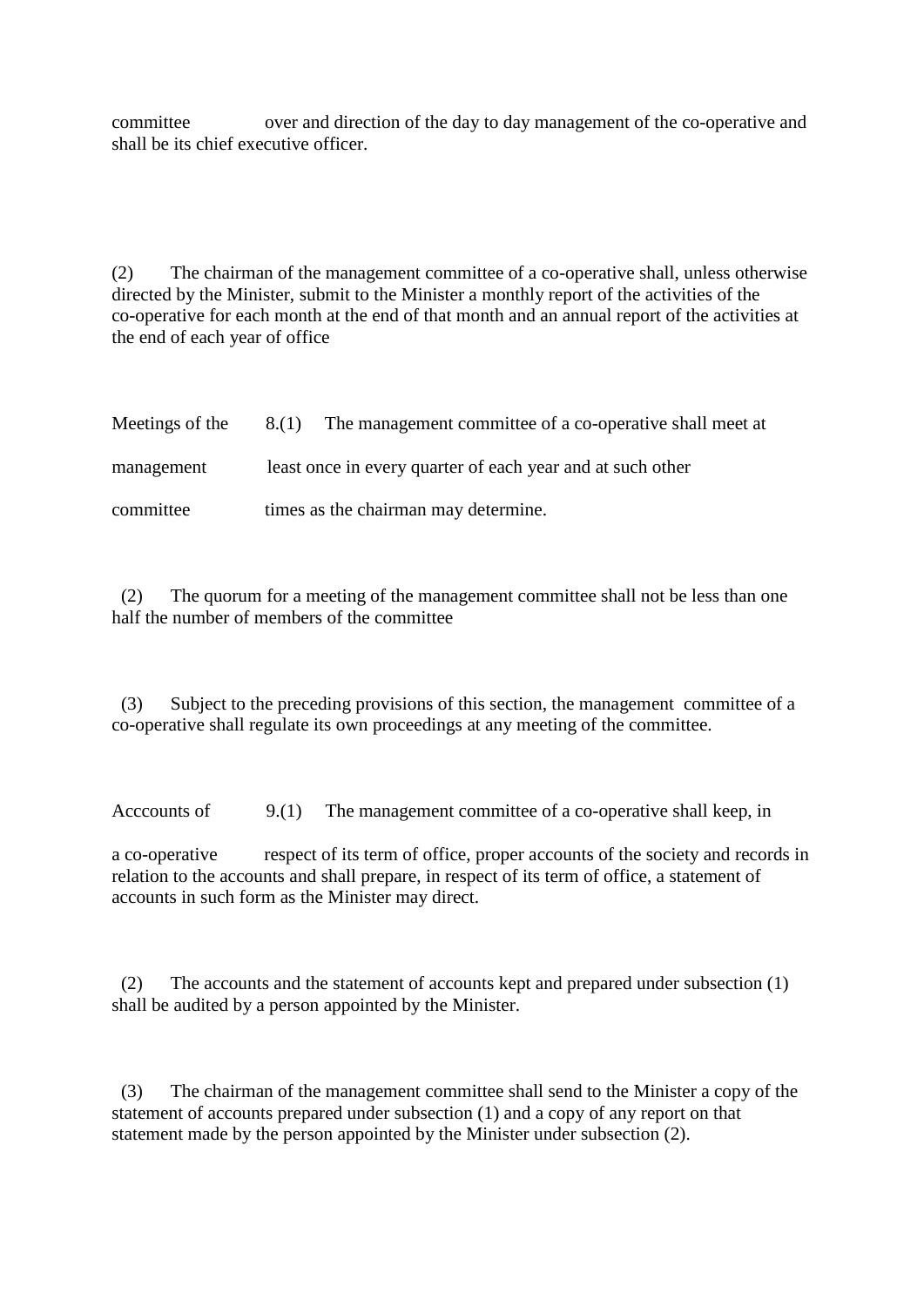committee over and direction of the day to day management of the co-operative and shall be its chief executive officer.

(2) The chairman of the management committee of a co-operative shall, unless otherwise directed by the Minister, submit to the Minister a monthly report of the activities of the co-operative for each month at the end of that month and an annual report of the activities at the end of each year of office

Meetings of the management committee

8.(1) The management committee of a co-operative shall meet at least once in every quarter of each year and at such other times as the chairman may determine.

(2) The quorum for a meeting of the management committee shall not be less than one half the number of members of the committee

(3) Subject to the preceding provisions of this section, the management committee of a co-operative shall regulate its own proceedings at any meeting of the committee.

Acccounts of a co-operative

9.(1) The management committee of a co-operative shall keep, in respect of its term of office, proper accounts of the society and records in relation to the accounts and shall prepare, in respect of its term of office, a statement of accounts in such form as the Minister may direct.

(2) The accounts and the statement of accounts kept and prepared under subsection (1) shall be audited by a person appointed by the Minister.

(3) The chairman of the management committee shall send to the Minister a copy of the statement of accounts prepared under subsection (1) and a copy of any report on that statement made by the person appointed by the Minister under subsection (2).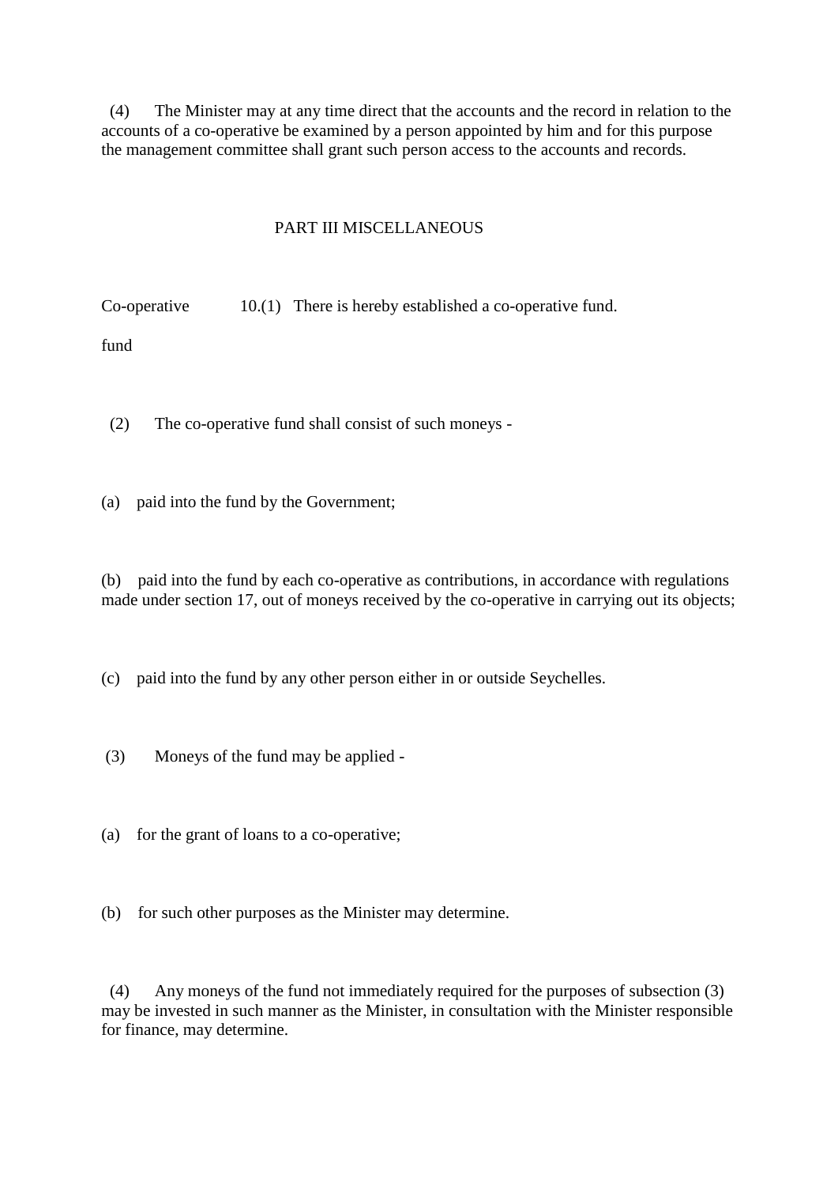(4) The Minister may at any time direct that the accounts and the record in relation to the accounts of a co-operative be examined by a person appointed by him and for this purpose the management committee shall grant such person access to the accounts and records.

## PART III MISCELLANEOUS

Co-operative fund

10.(1) There is hereby established a co-operative fund.

(2) The co-operative fund shall consist of such moneys -

(a) paid into the fund by the Government;

(b) paid into the fund by each co-operative as contributions, in accordance with regulations made under section 17, out of moneys received by the co-operative in carrying out its objects;

(c) paid into the fund by any other person either in or outside Seychelles.

(3) Moneys of the fund may be applied -

(a) for the grant of loans to a co-operative;

(b) for such other purposes as the Minister may determine.

(4) Any moneys of the fund not immediately required for the purposes of subsection (3) may be invested in such manner as the Minister, in consultation with the Minister responsible for finance, may determine.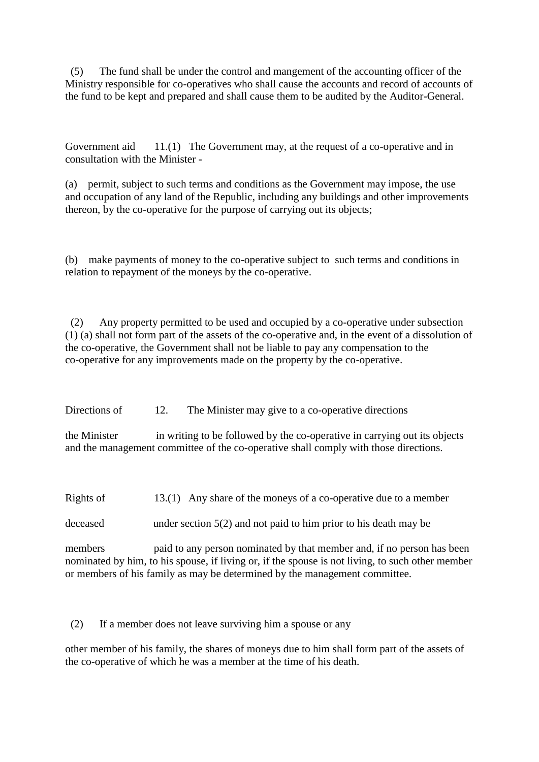(5) The fund shall be under the control and mangement of the accounting officer of the Ministry responsible for co-operatives who shall cause the accounts and record of accounts of the fund to be kept and prepared and shall cause them to be audited by the Auditor-General.

Government aid 11.(1) The Government may, at the request of a co-operative and in consultation with the Minister -

(a) permit, subject to such terms and conditions as the Government may impose, the use and occupation of any land of the Republic, including any buildings and other improvements thereon, by the co-operative for the purpose of carrying out its objects;

(b) make payments of money to the co-operative subject to such terms and conditions in relation to repayment of the moneys by the co-operative.

(2) Any property permitted to be used and occupied by a co-operative under subsection (1) (a) shall not form part of the assets of the co-operative and, in the event of a dissolution of the co-operative, the Government shall not be liable to pay any compensation to the co-operative for any improvements made on the property by the co-operative.

Directions of the Minister 12. The Minister may give to a co-operative directions in writing to be followed by the co-operative in carrying out its objects and the management committee of the co-operative shall comply with those directions.

Rights of deceased members 13.(1) Any share of the moneys of a co-operative due to a member under section 5(2) and not paid to him prior to his death may be paid to any person nominated by that member and, if no person has been nominated by him, to his spouse, if living or, if the spouse is not living, to such other member or members of his family as may be determined by the management committee.

(2) If a member does not leave surviving him a spouse or any other member of his family, the shares of moneys due to him shall form part of the assets of the co-operative of which he was a member at the time of his death.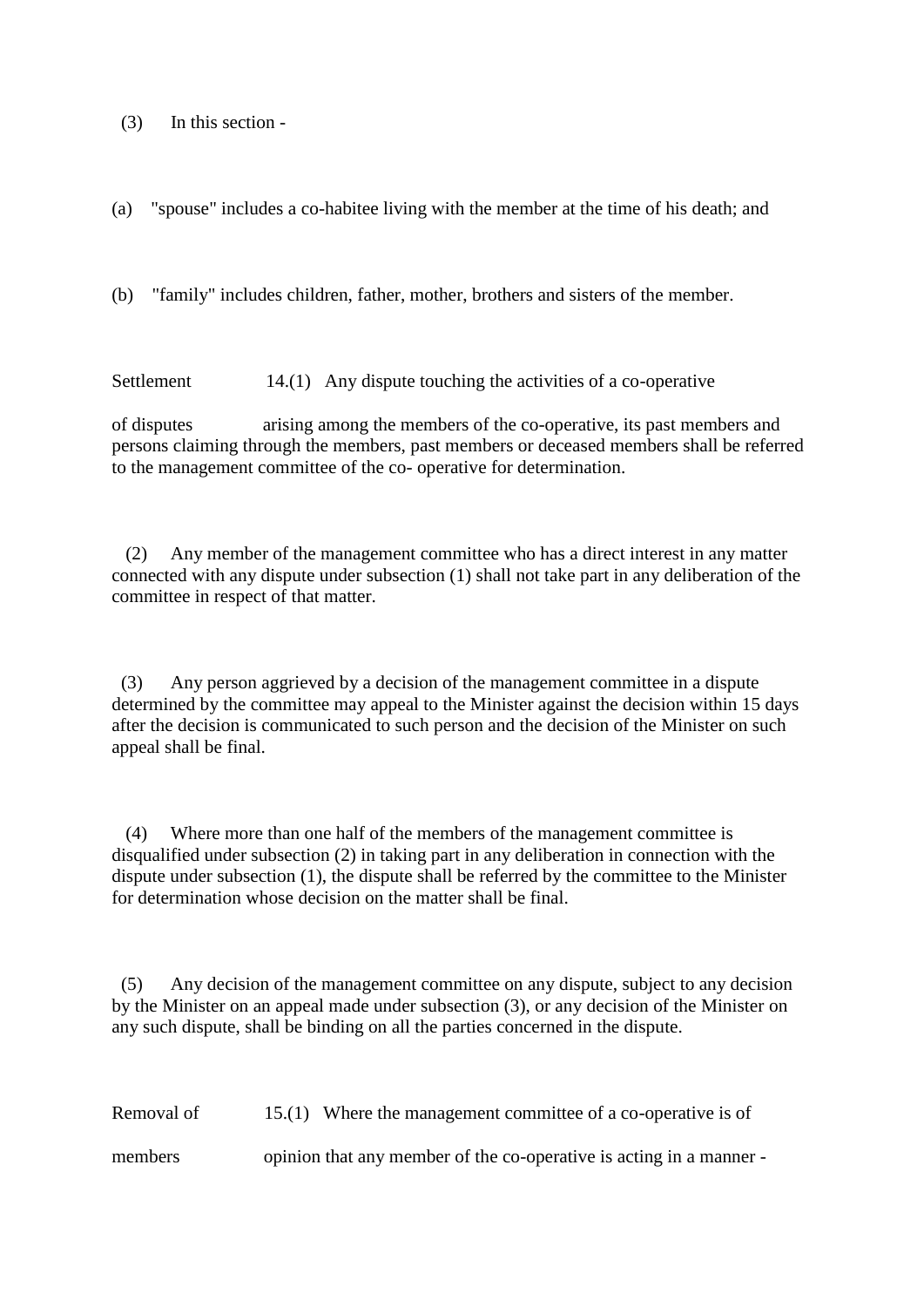(3) In this section -

(a) "spouse" includes a co-habitee living with the member at the time of his death; and

(b) "family" includes children, father, mother, brothers and sisters of the member.

**Settlement of disputes**

14.(1) Any dispute touching the activities of a co-operative arising among the members of the co-operative, its past members and persons claiming through the members, past members or deceased members shall be referred to the management committee of the co- operative for determination.

(2) Any member of the management committee who has a direct interest in any matter connected with any dispute under subsection (1) shall not take part in any deliberation of the committee in respect of that matter.

(3) Any person aggrieved by a decision of the management committee in a dispute determined by the committee may appeal to the Minister against the decision within 15 days after the decision is communicated to such person and the decision of the Minister on such appeal shall be final.

(4) Where more than one half of the members of the management committee is disqualified under subsection (2) in taking part in any deliberation in connection with the dispute under subsection (1), the dispute shall be referred by the committee to the Minister for determination whose decision on the matter shall be final.

(5) Any decision of the management committee on any dispute, subject to any decision by the Minister on an appeal made under subsection (3), or any decision of the Minister on any such dispute, shall be binding on all the parties concerned in the dispute.

**Removal of members**

15.(1) Where the management committee of a co-operative is of opinion that any member of the co-operative is acting in a manner -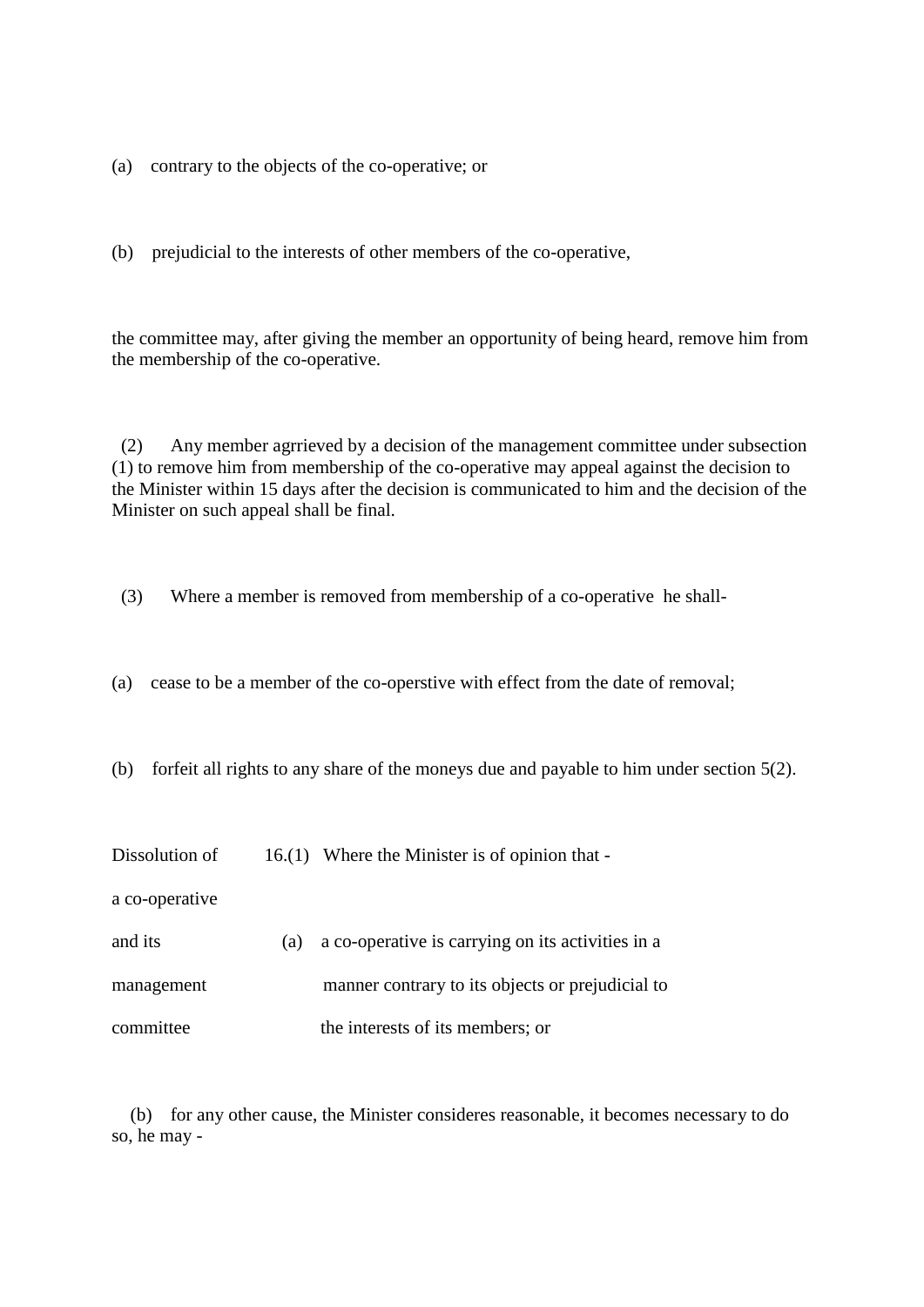(a) contrary to the objects of the co-operative; or

(b) prejudicial to the interests of other members of the co-operative,

the committee may, after giving the member an opportunity of being heard, remove him from the membership of the co-operative.

(2) Any member agrrieved by a decision of the management committee under subsection (1) to remove him from membership of the co-operative may appeal against the decision to the Minister within 15 days after the decision is communicated to him and the decision of the Minister on such appeal shall be final.

(3) Where a member is removed from membership of a co-operative he shall-

(a) cease to be a member of the co-operstive with effect from the date of removal;

(b) forfeit all rights to any share of the moneys due and payable to him under section 5(2).

**Dissolution of a co-operative and its management committee**

16.(1) Where the Minister is of opinion that -

(a) a co-operative is carrying on its activities in a manner contrary to its objects or prejudicial to the interests of its members; or

(b) for any other cause, the Minister consideres reasonable, it becomes necessary to do so, he may -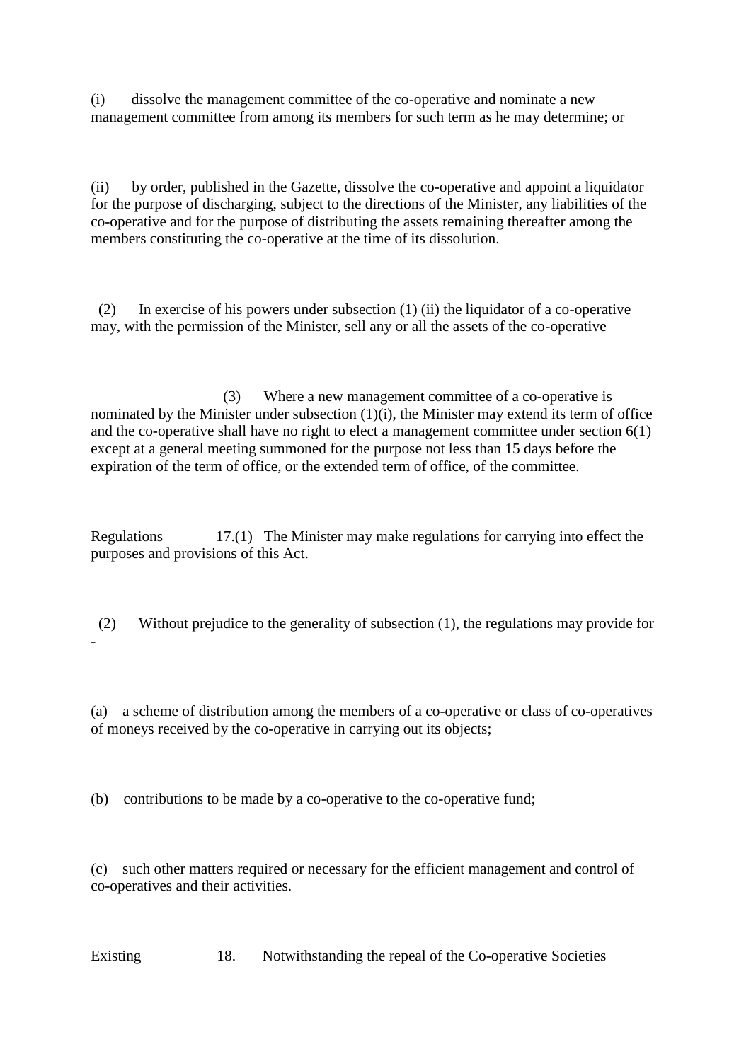(i) dissolve the management committee of the co-operative and nominate a new management committee from among its members for such term as he may determine; or

(ii) by order, published in the Gazette, dissolve the co-operative and appoint a liquidator for the purpose of discharging, subject to the directions of the Minister, any liabilities of the co-operative and for the purpose of distributing the assets remaining thereafter among the members constituting the co-operative at the time of its dissolution.

(2) In exercise of his powers under subsection (1) (ii) the liquidator of a co-operative may, with the permission of the Minister, sell any or all the assets of the co-operative

(3) Where a new management committee of a co-operative is nominated by the Minister under subsection (1)(i), the Minister may extend its term of office and the co-operative shall have no right to elect a management committee under section 6(1) except at a general meeting summoned for the purpose not less than 15 days before the expiration of the term of office, or the extended term of office, of the committee.

Regulations 17.(1) The Minister may make regulations for carrying into effect the purposes and provisions of this Act.

(2) Without prejudice to the generality of subsection (1), the regulations may provide for -

(a) a scheme of distribution among the members of a co-operative or class of co-operatives of moneys received by the co-operative in carrying out its objects;

(b) contributions to be made by a co-operative to the co-operative fund;

(c) such other matters required or necessary for the efficient management and control of co-operatives and their activities.

Existing 18. Notwithstanding the repeal of the Co-operative Societies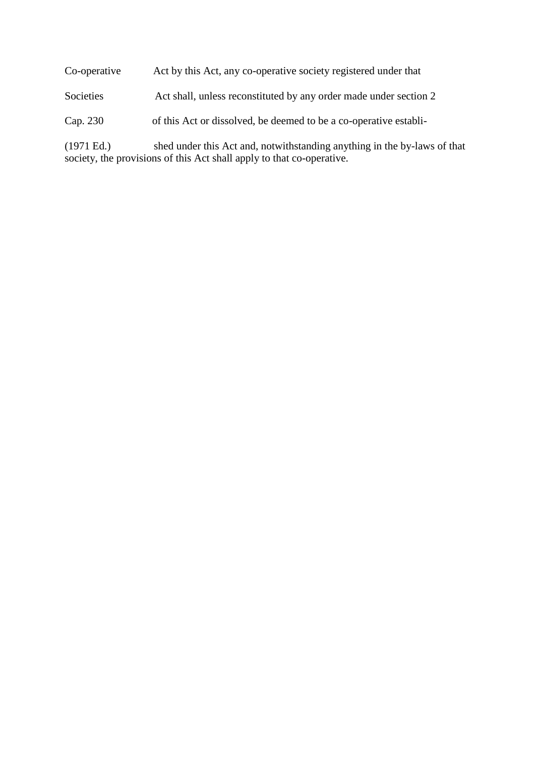Co-operative Societies Cap. 230 (1971 Ed.)

Act by this Act, any co-operative society registered under that Act shall, unless reconstituted by any order made under section 2 of this Act or dissolved, be deemed to be a co-operative established under this Act and, notwithstanding anything in the by-laws of that society, the provisions of this Act shall apply to that co-operative.